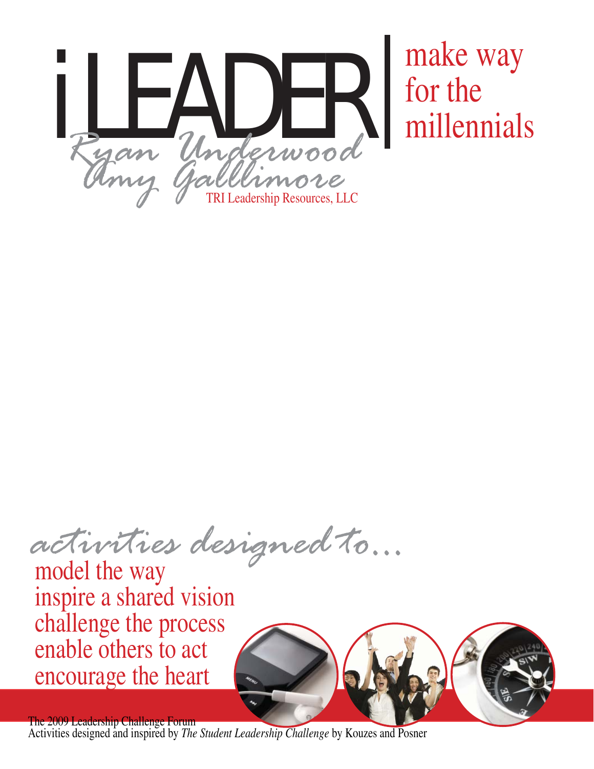# iLEADER

make way for the millennials

Ryan Underwood
Amy Gallimore
TRI Leadership Resources, LLC

*activities designed to...*

model the way
inspire a shared vision
challenge the process
enable others to act
encourage the heart

The 2009 Leadership Challenge Forum
Activities designed and inspired by *The Student Leadership Challenge* by Kouzes and Posner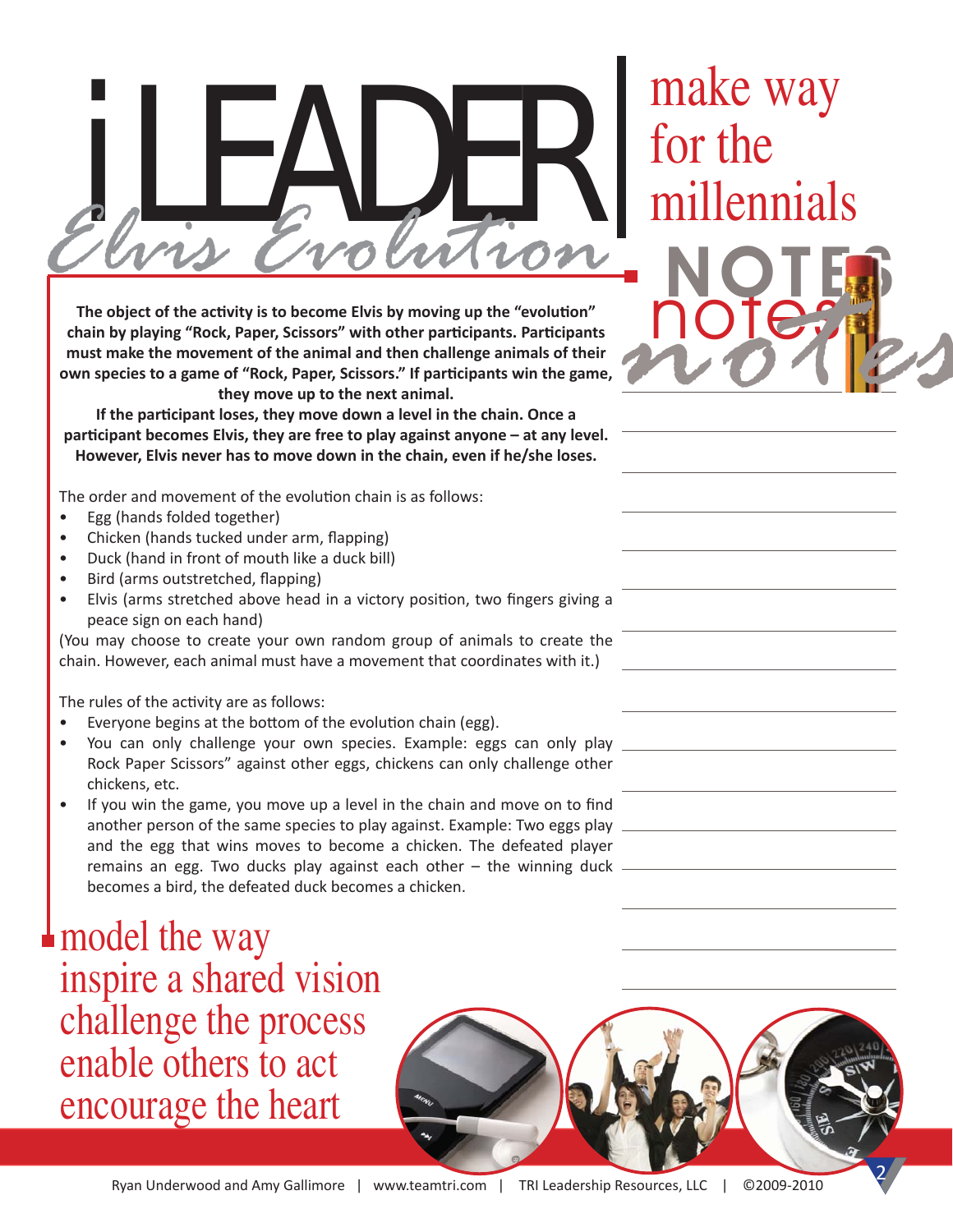# iLEADER | make way for the millennials

## Elvis Evolution

**The object of the activity is to become Elvis by moving up the "evolution" chain by playing "Rock, Paper, Scissors" with other participants. Participants must make the movement of the animal and then challenge animals of their own species to a game of "Rock, Paper, Scissors." If participants win the game, they move up to the next animal.**

**If the participant loses, they move down a level in the chain. Once a participant becomes Elvis, they are free to play against anyone – at any level. However, Elvis never has to move down in the chain, even if he/she loses.**

The order and movement of the evolution chain is as follows:

- Egg (hands folded together)
- Chicken (hands tucked under arm, flapping)
- Duck (hand in front of mouth like a duck bill)
- Bird (arms outstretched, flapping)
- Elvis (arms stretched above head in a victory position, two fingers giving a peace sign on each hand)

(You may choose to create your own random group of animals to create the chain. However, each animal must have a movement that coordinates with it.)

The rules of the activity are as follows:

- Everyone begins at the bottom of the evolution chain (egg).
- You can only challenge your own species. Example: eggs can only play Rock Paper Scissors" against other eggs, chickens can only challenge other chickens, etc.
- If you win the game, you move up a level in the chain and move on to find another person of the same species to play against. Example: Two eggs play and the egg that wins moves to become a chicken. The defeated player remains an egg. Two ducks play against each other – the winning duck becomes a bird, the defeated duck becomes a chicken.

## NOTES

model the way
inspire a shared vision
challenge the process
enable others to act
encourage the heart

Ryan Underwood and Amy Gallimore | www.teamtri.com | TRI Leadership Resources, LLC | ©2009-2010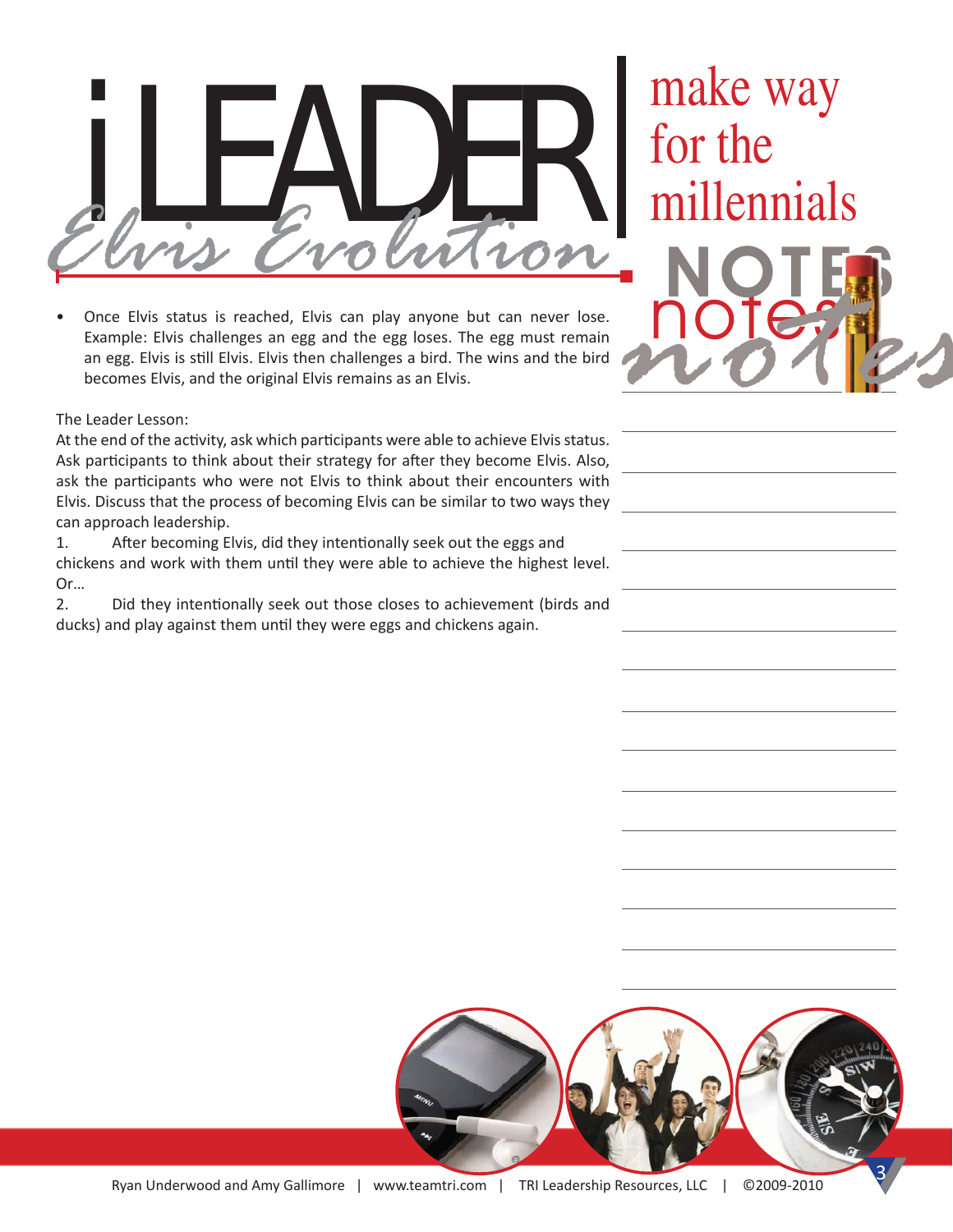# iLEADER | make way for the millennials

## Elvis Evolution

- Once Elvis status is reached, Elvis can play anyone but can never lose. Example: Elvis challenges an egg and the egg loses. The egg must remain an egg. Elvis is still Elvis. Elvis then challenges a bird. The wins and the bird becomes Elvis, and the original Elvis remains as an Elvis.

The Leader Lesson:

At the end of the activity, ask which participants were able to achieve Elvis status. Ask participants to think about their strategy for after they become Elvis. Also, ask the participants who were not Elvis to think about their encounters with Elvis. Discuss that the process of becoming Elvis can be similar to two ways they can approach leadership.

1. After becoming Elvis, did they intentionally seek out the eggs and chickens and work with them until they were able to achieve the highest level. Or…
2. Did they intentionally seek out those closes to achievement (birds and ducks) and play against them until they were eggs and chickens again.

NOTES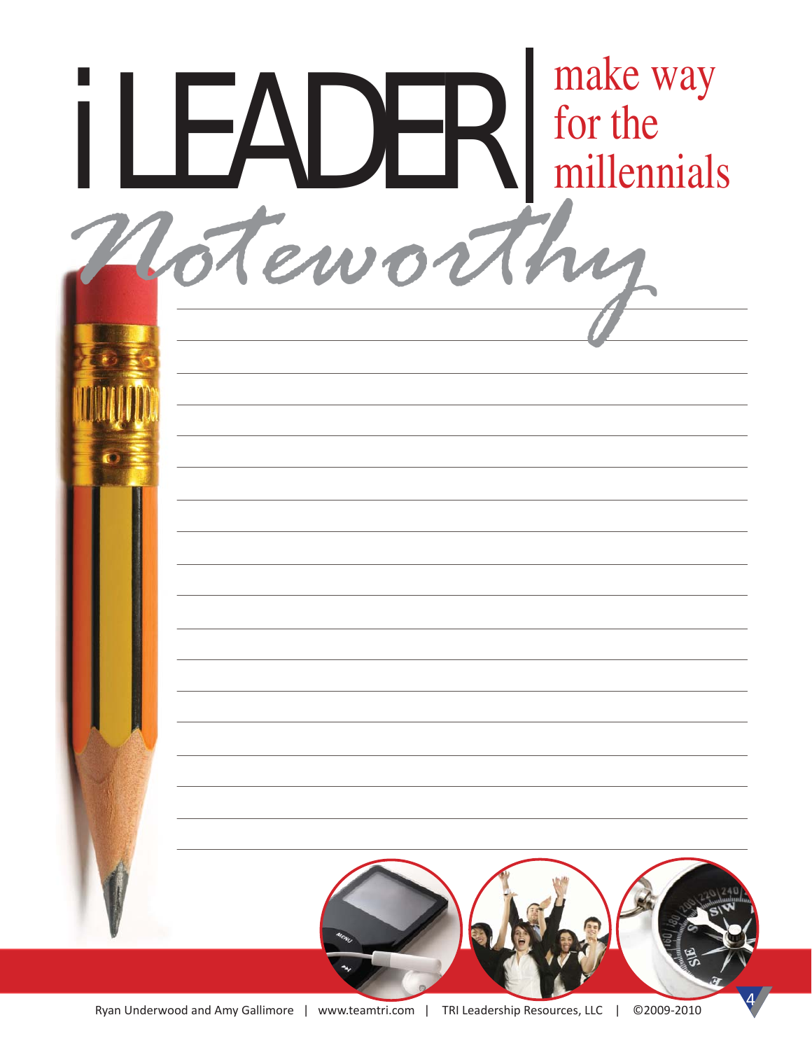# iLEADER | make way for the millennials

## Noteworthy